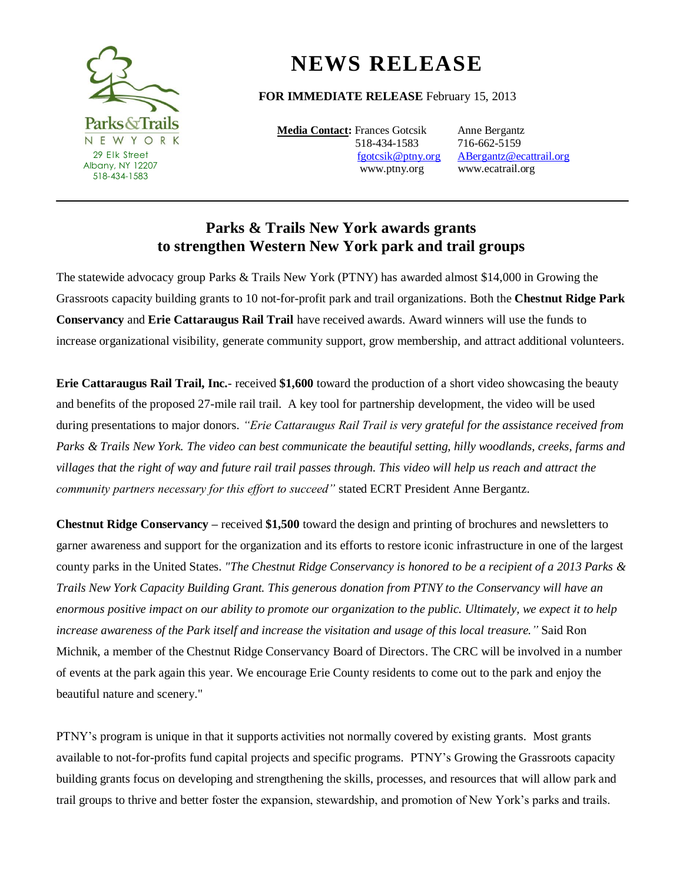Parks & Trails
NEW YORK
29 Elk Street
Albany, NY 12207
518-434-1583

# NEWS RELEASE

**FOR IMMEDIATE RELEASE** February 15, 2013

**Media Contact:** Frances Gotcsik
518-434-1583
fgotcsik@ptny.org
www.ptny.org

Anne Bergantz
716-662-5159
ABergantz@ecattrail.org
www.ecatrail.org

---

## Parks & Trails New York awards grants to strengthen Western New York park and trail groups

The statewide advocacy group Parks & Trails New York (PTNY) has awarded almost $14,000 in Growing the Grassroots capacity building grants to 10 not-for-profit park and trail organizations. Both the **Chestnut Ridge Park Conservancy** and **Erie Cattaraugus Rail Trail** have received awards. Award winners will use the funds to increase organizational visibility, generate community support, grow membership, and attract additional volunteers.

**Erie Cattaraugus Rail Trail, Inc.**- received **$1,600** toward the production of a short video showcasing the beauty and benefits of the proposed 27-mile rail trail. A key tool for partnership development, the video will be used during presentations to major donors. *"Erie Cattaraugus Rail Trail is very grateful for the assistance received from Parks & Trails New York. The video can best communicate the beautiful setting, hilly woodlands, creeks, farms and villages that the right of way and future rail trail passes through. This video will help us reach and attract the community partners necessary for this effort to succeed"* stated ECRT President Anne Bergantz.

**Chestnut Ridge Conservancy** – received **$1,500** toward the design and printing of brochures and newsletters to garner awareness and support for the organization and its efforts to restore iconic infrastructure in one of the largest county parks in the United States. *"The Chestnut Ridge Conservancy is honored to be a recipient of a 2013 Parks & Trails New York Capacity Building Grant. This generous donation from PTNY to the Conservancy will have an enormous positive impact on our ability to promote our organization to the public. Ultimately, we expect it to help increase awareness of the Park itself and increase the visitation and usage of this local treasure."* Said Ron Michnik, a member of the Chestnut Ridge Conservancy Board of Directors. The CRC will be involved in a number of events at the park again this year. We encourage Erie County residents to come out to the park and enjoy the beautiful nature and scenery."

PTNY's program is unique in that it supports activities not normally covered by existing grants. Most grants available to not-for-profits fund capital projects and specific programs. PTNY's Growing the Grassroots capacity building grants focus on developing and strengthening the skills, processes, and resources that will allow park and trail groups to thrive and better foster the expansion, stewardship, and promotion of New York's parks and trails.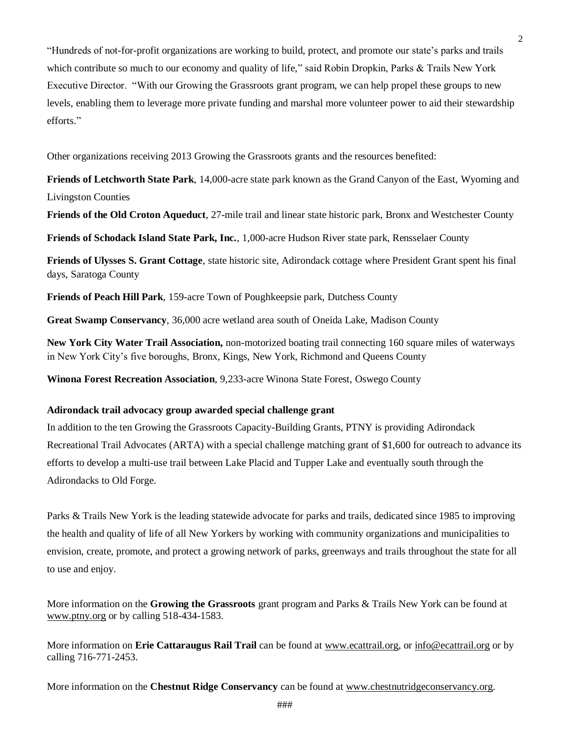"Hundreds of not-for-profit organizations are working to build, protect, and promote our state's parks and trails which contribute so much to our economy and quality of life," said Robin Dropkin, Parks & Trails New York Executive Director. "With our Growing the Grassroots grant program, we can help propel these groups to new levels, enabling them to leverage more private funding and marshal more volunteer power to aid their stewardship efforts."

Other organizations receiving 2013 Growing the Grassroots grants and the resources benefited:

**Friends of Letchworth State Park**, 14,000-acre state park known as the Grand Canyon of the East, Wyoming and Livingston Counties

**Friends of the Old Croton Aqueduct**, 27-mile trail and linear state historic park, Bronx and Westchester County

**Friends of Schodack Island State Park, Inc.**, 1,000-acre Hudson River state park, Rensselaer County

**Friends of Ulysses S. Grant Cottage**, state historic site, Adirondack cottage where President Grant spent his final days, Saratoga County

**Friends of Peach Hill Park**, 159-acre Town of Poughkeepsie park, Dutchess County

**Great Swamp Conservancy**, 36,000 acre wetland area south of Oneida Lake, Madison County

**New York City Water Trail Association,** non-motorized boating trail connecting 160 square miles of waterways in New York City's five boroughs, Bronx, Kings, New York, Richmond and Queens County

**Winona Forest Recreation Association**, 9,233-acre Winona State Forest, Oswego County

**Adirondack trail advocacy group awarded special challenge grant**

In addition to the ten Growing the Grassroots Capacity-Building Grants, PTNY is providing Adirondack Recreational Trail Advocates (ARTA) with a special challenge matching grant of $1,600 for outreach to advance its efforts to develop a multi-use trail between Lake Placid and Tupper Lake and eventually south through the Adirondacks to Old Forge.

Parks & Trails New York is the leading statewide advocate for parks and trails, dedicated since 1985 to improving the health and quality of life of all New Yorkers by working with community organizations and municipalities to envision, create, promote, and protect a growing network of parks, greenways and trails throughout the state for all to use and enjoy.

More information on the **Growing the Grassroots** grant program and Parks & Trails New York can be found at www.ptny.org or by calling 518-434-1583.

More information on **Erie Cattaraugus Rail Trail** can be found at www.ecattrail.org, or info@ecattrail.org or by calling 716-771-2453.

More information on the **Chestnut Ridge Conservancy** can be found at www.chestnutridgeconservancy.org.

###